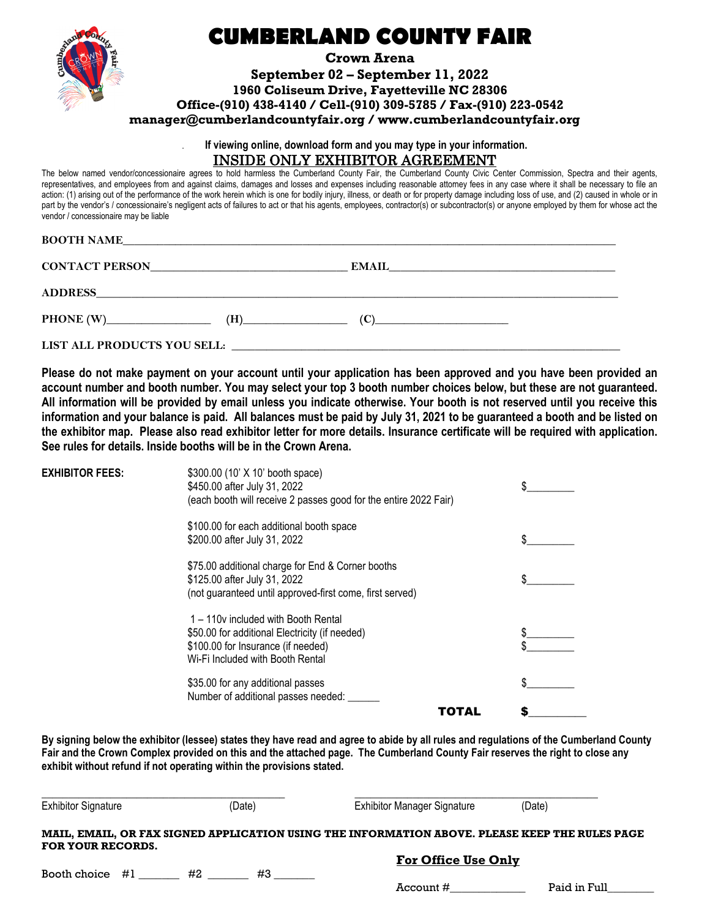# CUMBERLAND COUNTY FAIR

**Crown Arena**
**September 02 – September 11, 2022**
**1960 Coliseum Drive, Fayetteville NC 28306**
**Office-(910) 438-4140 / Cell-(910) 309-5785 / Fax-(910) 223-0542**
**manager@cumberlandcountyfair.org / www.cumberlandcountyfair.org**

**If viewing online, download form and you may type in your information.**

## INSIDE ONLY EXHIBITOR AGREEMENT

The below named vendor/concessionaire agrees to hold harmless the Cumberland County Fair, the Cumberland County Civic Center Commission, Spectra and their agents, representatives, and employees from and against claims, damages and losses and expenses including reasonable attorney fees in any case where it shall be necessary to file an action: (1) arising out of the performance of the work herein which is one for bodily injury, illness, or death or for property damage including loss of use, and (2) caused in whole or in part by the vendor's / concessionaire's negligent acts of failures to act or that his agents, employees, contractor(s) or subcontractor(s) or anyone employed by them for whose act the vendor / concessionaire may be liable

**BOOTH NAME**______________________________________________

**CONTACT PERSON**______________________ **EMAIL**______________________

**ADDRESS**______________________________________________

**PHONE (W)**______________ **(H)**______________ **(C)**______________

**LIST ALL PRODUCTS YOU SELL:** ______________________________________

**Please do not make payment on your account until your application has been approved and you have been provided an account number and booth number. You may select your top 3 booth number choices below, but these are not guaranteed. All information will be provided by email unless you indicate otherwise. Your booth is not reserved until you receive this information and your balance is paid. All balances must be paid by July 31, 2021 to be guaranteed a booth and be listed on the exhibitor map. Please also read exhibitor letter for more details. Insurance certificate will be required with application. See rules for details. Inside booths will be in the Crown Arena.**

**EXHIBITOR FEES:**

| | | |
|---|---|---|
| **EXHIBITOR FEES:** | $300.00 (10' X 10' booth space)<br>$450.00 after July 31, 2022<br>(each booth will receive 2 passes good for the entire 2022 Fair) | $________ |
| | $100.00 for each additional booth space<br>$200.00 after July 31, 2022 | $________ |
| | $75.00 additional charge for End & Corner booths<br>$125.00 after July 31, 2022<br>(not guaranteed until approved-first come, first served) | $________ |
| | 1 – 110v included with Booth Rental<br>$50.00 for additional Electricity (if needed)<br>$100.00 for Insurance (if needed)<br>Wi-Fi Included with Booth Rental | $________<br>$________ |
| | $35.00 for any additional passes<br>Number of additional passes needed: ______ | $________ |
| | **TOTAL** | **$**________ |

**By signing below the exhibitor (lessee) states they have read and agree to abide by all rules and regulations of the Cumberland County Fair and the Crown Complex provided on this and the attached page. The Cumberland County Fair reserves the right to close any exhibit without refund if not operating within the provisions stated.**

______________________________ ______________________________
Exhibitor Signature (Date) Exhibitor Manager Signature (Date)

**MAIL, EMAIL, OR FAX SIGNED APPLICATION USING THE INFORMATION ABOVE. PLEASE KEEP THE RULES PAGE FOR YOUR RECORDS.**

Booth choice #1 _______ #2 _______ #3 _______

**For Office Use Only**

Account #____________ Paid in Full________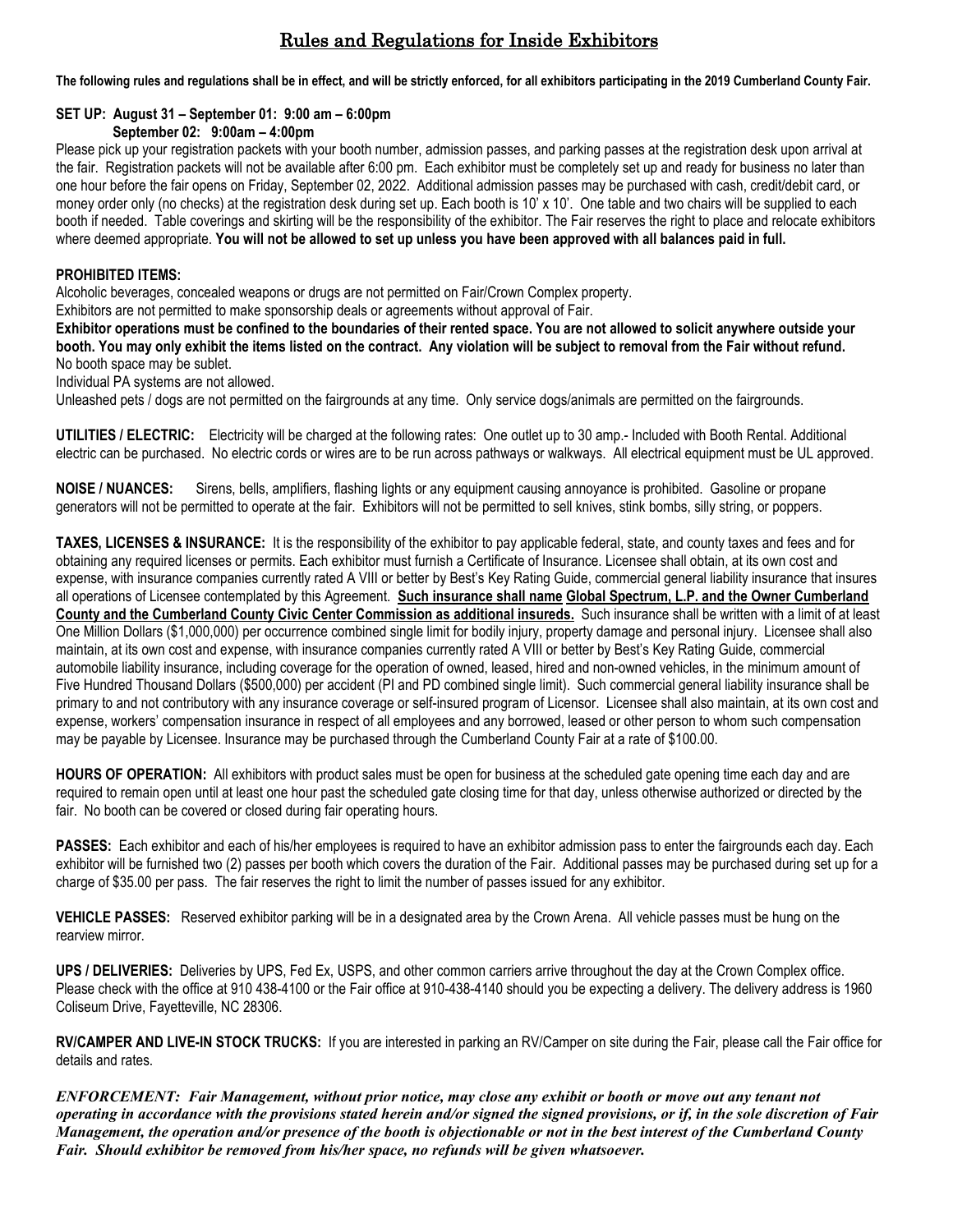# Rules and Regulations for Inside Exhibitors

**The following rules and regulations shall be in effect, and will be strictly enforced, for all exhibitors participating in the 2019 Cumberland County Fair.**

**SET UP: August 31 – September 01: 9:00 am – 6:00pm**
**September 02: 9:00am – 4:00pm**

Please pick up your registration packets with your booth number, admission passes, and parking passes at the registration desk upon arrival at the fair. Registration packets will not be available after 6:00 pm. Each exhibitor must be completely set up and ready for business no later than one hour before the fair opens on Friday, September 02, 2022. Additional admission passes may be purchased with cash, credit/debit card, or money order only (no checks) at the registration desk during set up. Each booth is 10' x 10'. One table and two chairs will be supplied to each booth if needed. Table coverings and skirting will be the responsibility of the exhibitor. The Fair reserves the right to place and relocate exhibitors where deemed appropriate. **You will not be allowed to set up unless you have been approved with all balances paid in full.**

**PROHIBITED ITEMS:**

Alcoholic beverages, concealed weapons or drugs are not permitted on Fair/Crown Complex property.

Exhibitors are not permitted to make sponsorship deals or agreements without approval of Fair.

**Exhibitor operations must be confined to the boundaries of their rented space. You are not allowed to solicit anywhere outside your booth. You may only exhibit the items listed on the contract. Any violation will be subject to removal from the Fair without refund.**

No booth space may be sublet.

Individual PA systems are not allowed.

Unleashed pets / dogs are not permitted on the fairgrounds at any time. Only service dogs/animals are permitted on the fairgrounds.

**UTILITIES / ELECTRIC:** Electricity will be charged at the following rates: One outlet up to 30 amp.- Included with Booth Rental. Additional electric can be purchased. No electric cords or wires are to be run across pathways or walkways. All electrical equipment must be UL approved.

**NOISE / NUANCES:** Sirens, bells, amplifiers, flashing lights or any equipment causing annoyance is prohibited. Gasoline or propane generators will not be permitted to operate at the fair. Exhibitors will not be permitted to sell knives, stink bombs, silly string, or poppers.

**TAXES, LICENSES & INSURANCE:** It is the responsibility of the exhibitor to pay applicable federal, state, and county taxes and fees and for obtaining any required licenses or permits. Each exhibitor must furnish a Certificate of Insurance. Licensee shall obtain, at its own cost and expense, with insurance companies currently rated A VIII or better by Best's Key Rating Guide, commercial general liability insurance that insures all operations of Licensee contemplated by this Agreement. **Such insurance shall name Global Spectrum, L.P. and the Owner Cumberland County and the Cumberland County Civic Center Commission as additional insureds.** Such insurance shall be written with a limit of at least One Million Dollars ($1,000,000) per occurrence combined single limit for bodily injury, property damage and personal injury. Licensee shall also maintain, at its own cost and expense, with insurance companies currently rated A VIII or better by Best's Key Rating Guide, commercial automobile liability insurance, including coverage for the operation of owned, leased, hired and non-owned vehicles, in the minimum amount of Five Hundred Thousand Dollars ($500,000) per accident (PI and PD combined single limit). Such commercial general liability insurance shall be primary to and not contributory with any insurance coverage or self-insured program of Licensor. Licensee shall also maintain, at its own cost and expense, workers' compensation insurance in respect of all employees and any borrowed, leased or other person to whom such compensation may be payable by Licensee. Insurance may be purchased through the Cumberland County Fair at a rate of $100.00.

**HOURS OF OPERATION:** All exhibitors with product sales must be open for business at the scheduled gate opening time each day and are required to remain open until at least one hour past the scheduled gate closing time for that day, unless otherwise authorized or directed by the fair. No booth can be covered or closed during fair operating hours.

**PASSES:** Each exhibitor and each of his/her employees is required to have an exhibitor admission pass to enter the fairgrounds each day. Each exhibitor will be furnished two (2) passes per booth which covers the duration of the Fair. Additional passes may be purchased during set up for a charge of $35.00 per pass. The fair reserves the right to limit the number of passes issued for any exhibitor.

**VEHICLE PASSES:** Reserved exhibitor parking will be in a designated area by the Crown Arena. All vehicle passes must be hung on the rearview mirror.

**UPS / DELIVERIES:** Deliveries by UPS, Fed Ex, USPS, and other common carriers arrive throughout the day at the Crown Complex office. Please check with the office at 910 438-4100 or the Fair office at 910-438-4140 should you be expecting a delivery. The delivery address is 1960 Coliseum Drive, Fayetteville, NC 28306.

**RV/CAMPER AND LIVE-IN STOCK TRUCKS:** If you are interested in parking an RV/Camper on site during the Fair, please call the Fair office for details and rates.

***ENFORCEMENT: Fair Management, without prior notice, may close any exhibit or booth or move out any tenant not operating in accordance with the provisions stated herein and/or signed the signed provisions, or if, in the sole discretion of Fair Management, the operation and/or presence of the booth is objectionable or not in the best interest of the Cumberland County Fair. Should exhibitor be removed from his/her space, no refunds will be given whatsoever.***